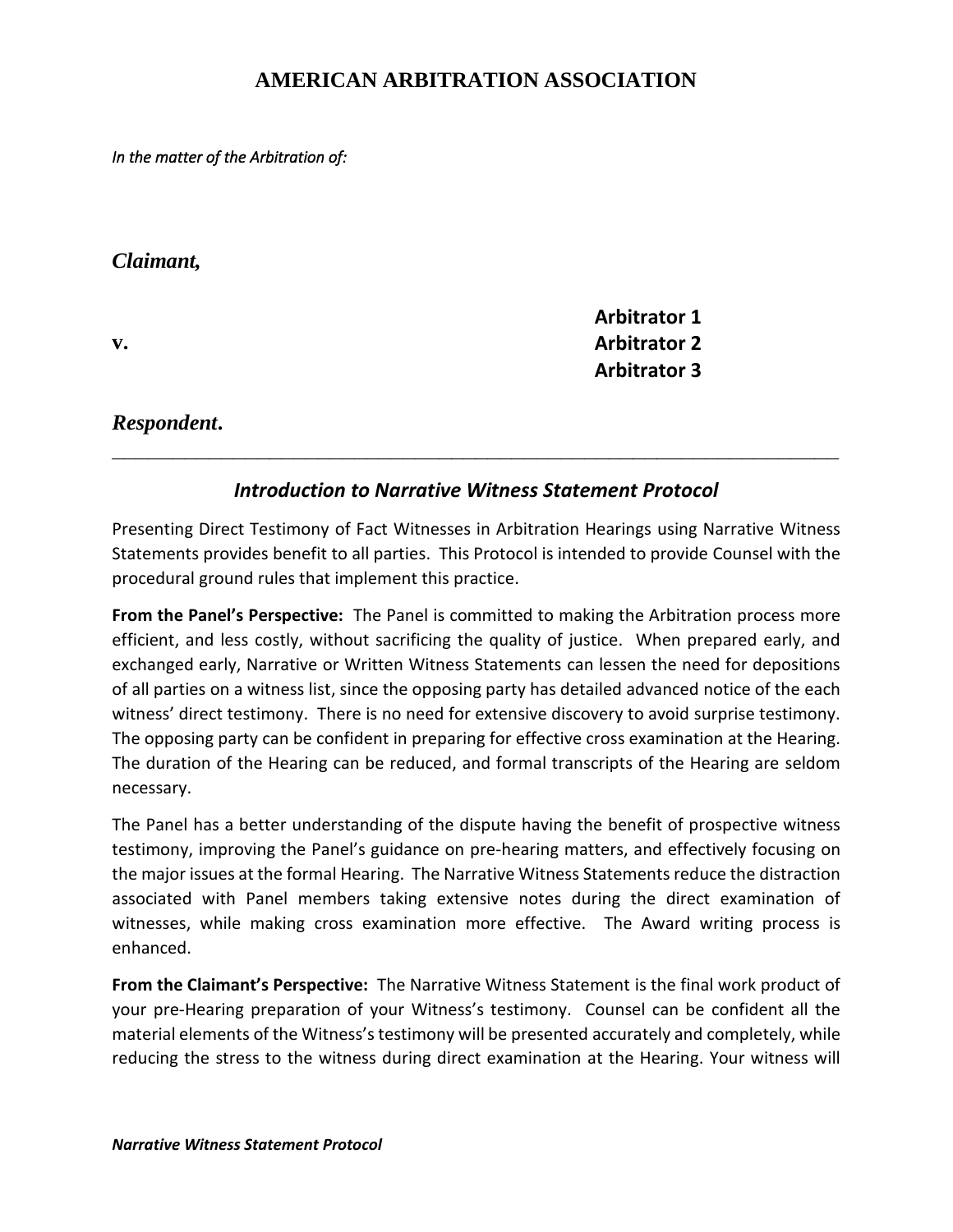# AMERICAN ARBITRATION ASSOCIATION

*In the matter of the Arbitration of:*

***Claimant,***

**v.**

**Arbitrator 1**
**Arbitrator 2**
**Arbitrator 3**

***Respondent.***

---

## *Introduction to Narrative Witness Statement Protocol*

Presenting Direct Testimony of Fact Witnesses in Arbitration Hearings using Narrative Witness Statements provides benefit to all parties. This Protocol is intended to provide Counsel with the procedural ground rules that implement this practice.

**From the Panel's Perspective:** The Panel is committed to making the Arbitration process more efficient, and less costly, without sacrificing the quality of justice. When prepared early, and exchanged early, Narrative or Written Witness Statements can lessen the need for depositions of all parties on a witness list, since the opposing party has detailed advanced notice of the each witness' direct testimony. There is no need for extensive discovery to avoid surprise testimony. The opposing party can be confident in preparing for effective cross examination at the Hearing. The duration of the Hearing can be reduced, and formal transcripts of the Hearing are seldom necessary.

The Panel has a better understanding of the dispute having the benefit of prospective witness testimony, improving the Panel's guidance on pre-hearing matters, and effectively focusing on the major issues at the formal Hearing. The Narrative Witness Statements reduce the distraction associated with Panel members taking extensive notes during the direct examination of witnesses, while making cross examination more effective. The Award writing process is enhanced.

**From the Claimant's Perspective:** The Narrative Witness Statement is the final work product of your pre-Hearing preparation of your Witness's testimony. Counsel can be confident all the material elements of the Witness's testimony will be presented accurately and completely, while reducing the stress to the witness during direct examination at the Hearing. Your witness will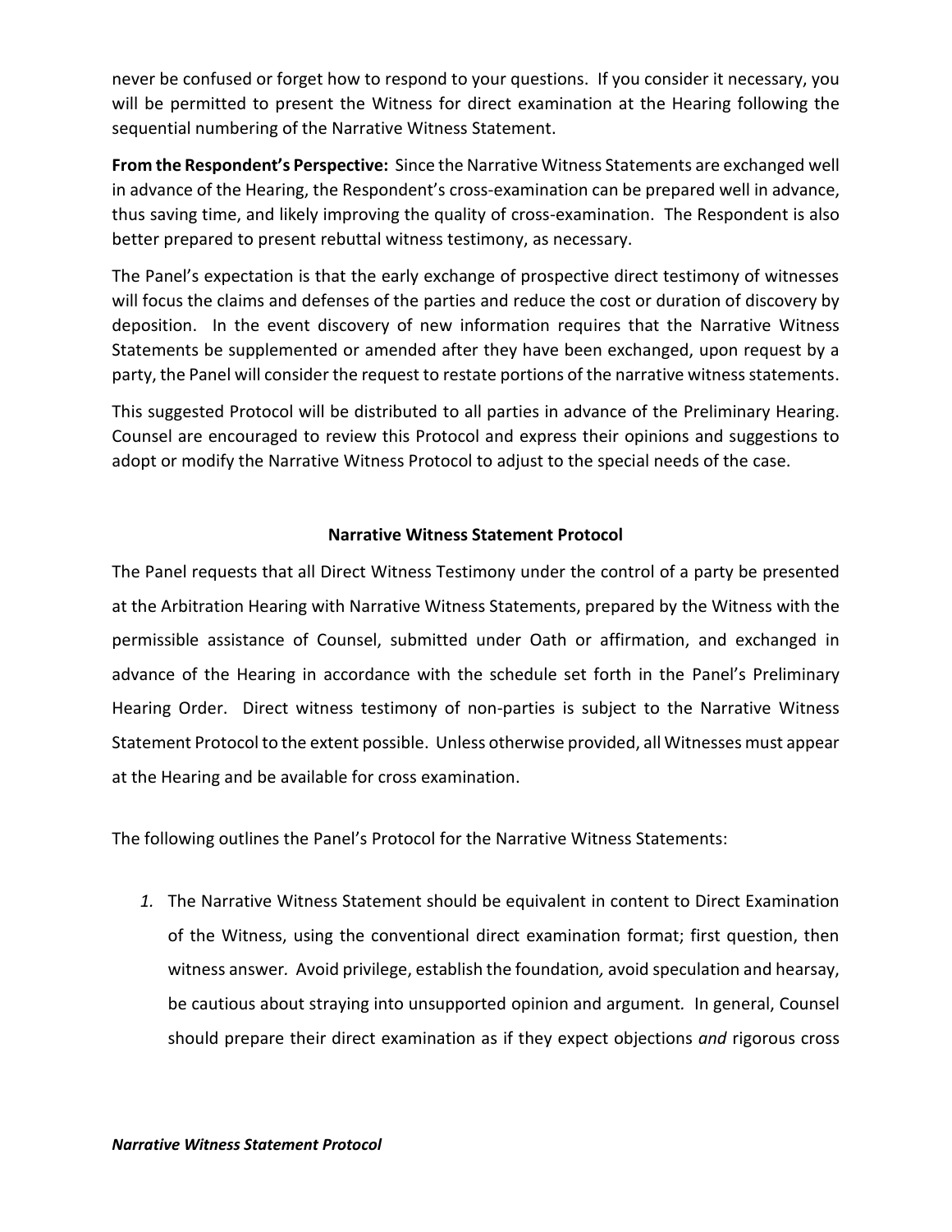never be confused or forget how to respond to your questions. If you consider it necessary, you will be permitted to present the Witness for direct examination at the Hearing following the sequential numbering of the Narrative Witness Statement.

**From the Respondent's Perspective:** Since the Narrative Witness Statements are exchanged well in advance of the Hearing, the Respondent's cross-examination can be prepared well in advance, thus saving time, and likely improving the quality of cross-examination. The Respondent is also better prepared to present rebuttal witness testimony, as necessary.

The Panel's expectation is that the early exchange of prospective direct testimony of witnesses will focus the claims and defenses of the parties and reduce the cost or duration of discovery by deposition. In the event discovery of new information requires that the Narrative Witness Statements be supplemented or amended after they have been exchanged, upon request by a party, the Panel will consider the request to restate portions of the narrative witness statements.

This suggested Protocol will be distributed to all parties in advance of the Preliminary Hearing. Counsel are encouraged to review this Protocol and express their opinions and suggestions to adopt or modify the Narrative Witness Protocol to adjust to the special needs of the case.

## Narrative Witness Statement Protocol

The Panel requests that all Direct Witness Testimony under the control of a party be presented at the Arbitration Hearing with Narrative Witness Statements, prepared by the Witness with the permissible assistance of Counsel, submitted under Oath or affirmation, and exchanged in advance of the Hearing in accordance with the schedule set forth in the Panel's Preliminary Hearing Order. Direct witness testimony of non-parties is subject to the Narrative Witness Statement Protocol to the extent possible. Unless otherwise provided, all Witnesses must appear at the Hearing and be available for cross examination.

The following outlines the Panel's Protocol for the Narrative Witness Statements:

1. The Narrative Witness Statement should be equivalent in content to Direct Examination of the Witness, using the conventional direct examination format; first question, then witness answer. Avoid privilege, establish the foundation, avoid speculation and hearsay, be cautious about straying into unsupported opinion and argument. In general, Counsel should prepare their direct examination as if they expect objections *and* rigorous cross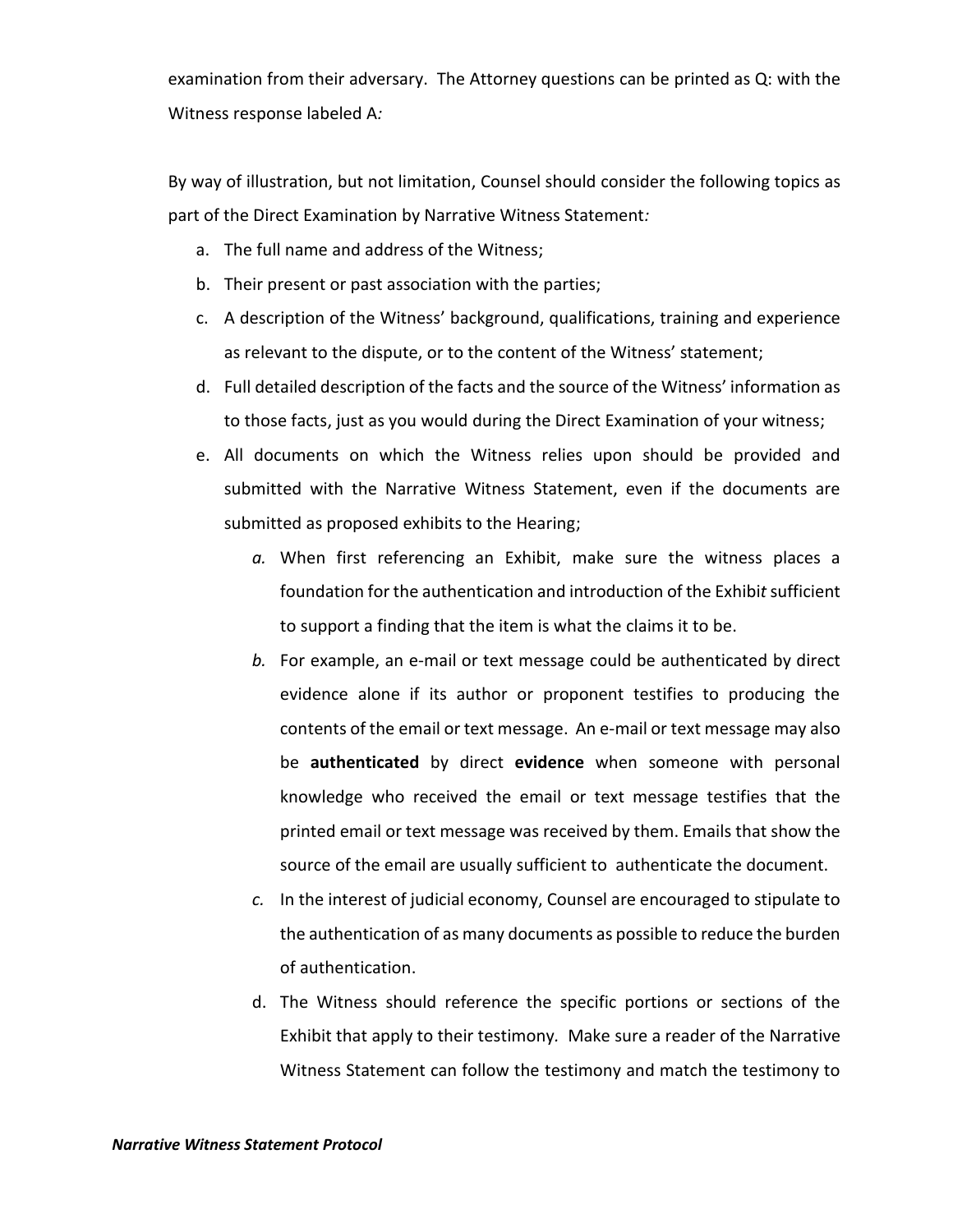examination from their adversary. The Attorney questions can be printed as Q: with the Witness response labeled A*:*

By way of illustration, but not limitation, Counsel should consider the following topics as part of the Direct Examination by Narrative Witness Statement*:*

a. The full name and address of the Witness;
b. Their present or past association with the parties;
c. A description of the Witness' background, qualifications, training and experience as relevant to the dispute, or to the content of the Witness' statement;
d. Full detailed description of the facts and the source of the Witness' information as to those facts, just as you would during the Direct Examination of your witness;
e. All documents on which the Witness relies upon should be provided and submitted with the Narrative Witness Statement, even if the documents are submitted as proposed exhibits to the Hearing;
    *a.* When first referencing an Exhibit, make sure the witness places a foundation for the authentication and introduction of the Exhib*it* sufficient to support a finding that the item is what the claims it to be.
    *b.* For example, an e-mail or text message could be authenticated by direct evidence alone if its author or proponent testifies to producing the contents of the email or text message. An e-mail or text message may also be **authenticated** by direct **evidence** when someone with personal knowledge who received the email or text message testifies that the printed email or text message was received by them. Emails that show the source of the email are usually sufficient to authenticate the document.
    *c.* In the interest of judicial economy, Counsel are encouraged to stipulate to the authentication of as many documents as possible to reduce the burden of authentication.
    d. The Witness should reference the specific portions or sections of the Exhibit that apply to their testimony*.* Make sure a reader of the Narrative Witness Statement can follow the testimony and match the testimony to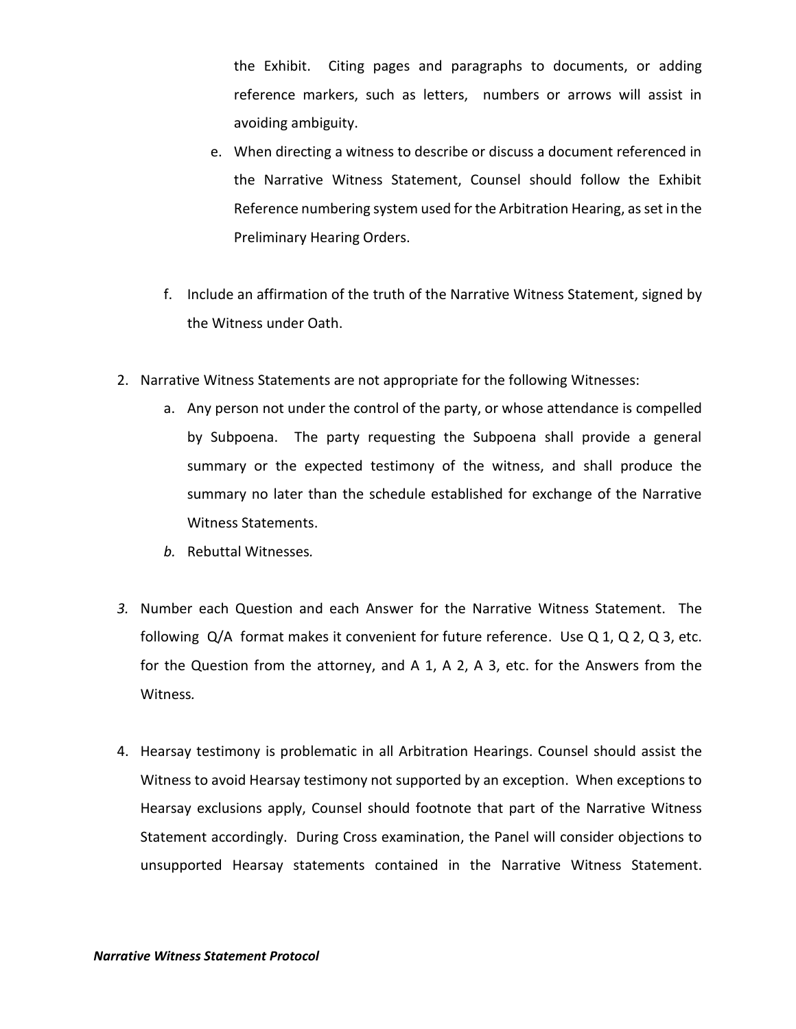the Exhibit. Citing pages and paragraphs to documents, or adding reference markers, such as letters, numbers or arrows will assist in avoiding ambiguity.

e. When directing a witness to describe or discuss a document referenced in the Narrative Witness Statement, Counsel should follow the Exhibit Reference numbering system used for the Arbitration Hearing, as set in the Preliminary Hearing Orders.

f. Include an affirmation of the truth of the Narrative Witness Statement, signed by the Witness under Oath.

2. Narrative Witness Statements are not appropriate for the following Witnesses:
   a. Any person not under the control of the party, or whose attendance is compelled by Subpoena. The party requesting the Subpoena shall provide a general summary or the expected testimony of the witness, and shall produce the summary no later than the schedule established for exchange of the Narrative Witness Statements.
   *b.* Rebuttal Witnesses*.*

*3.* Number each Question and each Answer for the Narrative Witness Statement. The following Q/A format makes it convenient for future reference. Use Q 1, Q 2, Q 3, etc. for the Question from the attorney, and A 1, A 2, A 3, etc. for the Answers from the Witness*.*

4. Hearsay testimony is problematic in all Arbitration Hearings. Counsel should assist the Witness to avoid Hearsay testimony not supported by an exception. When exceptions to Hearsay exclusions apply, Counsel should footnote that part of the Narrative Witness Statement accordingly. During Cross examination, the Panel will consider objections to unsupported Hearsay statements contained in the Narrative Witness Statement.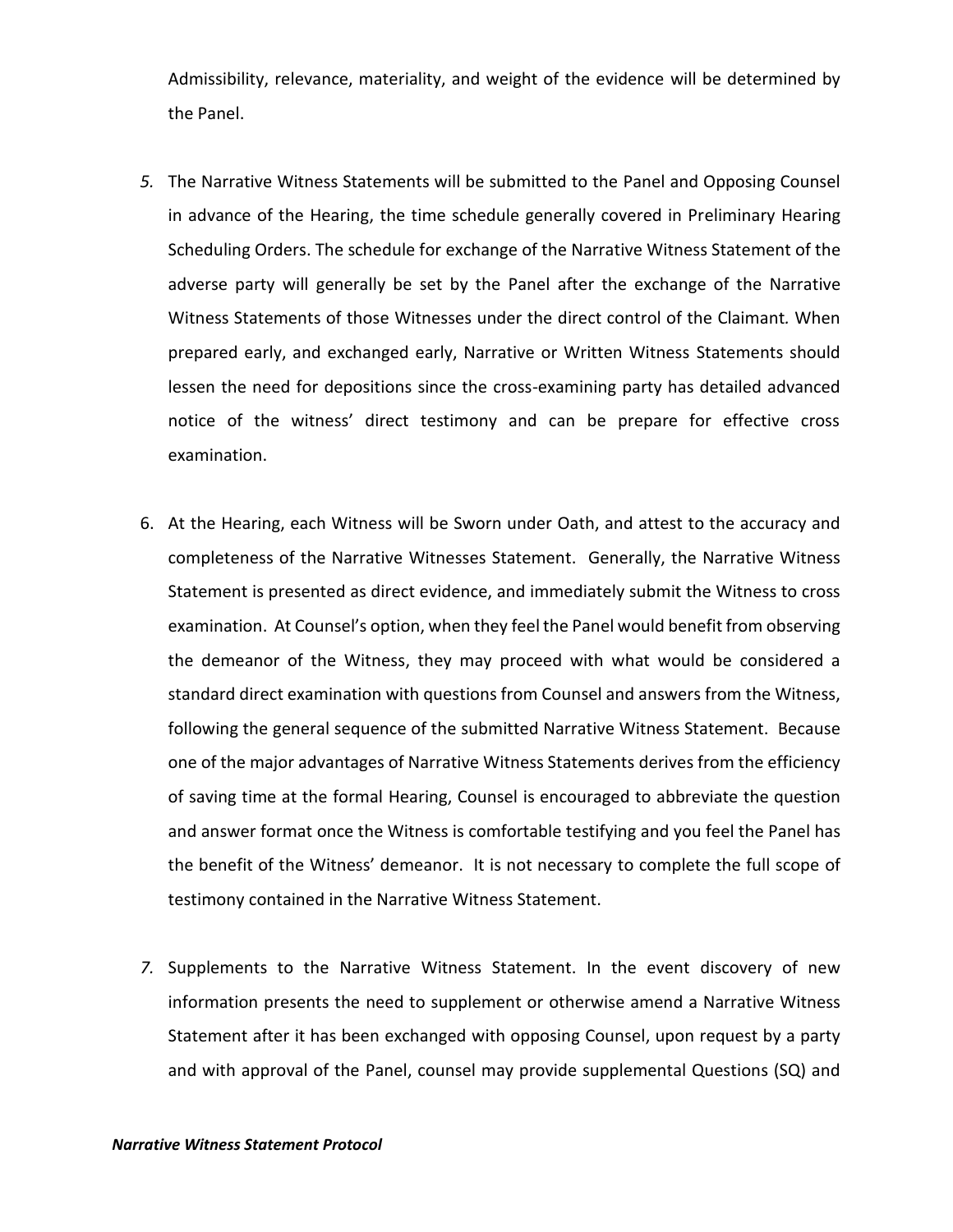Admissibility, relevance, materiality, and weight of the evidence will be determined by the Panel.

5. The Narrative Witness Statements will be submitted to the Panel and Opposing Counsel in advance of the Hearing, the time schedule generally covered in Preliminary Hearing Scheduling Orders. The schedule for exchange of the Narrative Witness Statement of the adverse party will generally be set by the Panel after the exchange of the Narrative Witness Statements of those Witnesses under the direct control of the Claimant. When prepared early, and exchanged early, Narrative or Written Witness Statements should lessen the need for depositions since the cross-examining party has detailed advanced notice of the witness' direct testimony and can be prepare for effective cross examination.

6. At the Hearing, each Witness will be Sworn under Oath, and attest to the accuracy and completeness of the Narrative Witnesses Statement. Generally, the Narrative Witness Statement is presented as direct evidence, and immediately submit the Witness to cross examination. At Counsel's option, when they feel the Panel would benefit from observing the demeanor of the Witness, they may proceed with what would be considered a standard direct examination with questions from Counsel and answers from the Witness, following the general sequence of the submitted Narrative Witness Statement. Because one of the major advantages of Narrative Witness Statements derives from the efficiency of saving time at the formal Hearing, Counsel is encouraged to abbreviate the question and answer format once the Witness is comfortable testifying and you feel the Panel has the benefit of the Witness' demeanor. It is not necessary to complete the full scope of testimony contained in the Narrative Witness Statement.

7. Supplements to the Narrative Witness Statement. In the event discovery of new information presents the need to supplement or otherwise amend a Narrative Witness Statement after it has been exchanged with opposing Counsel, upon request by a party and with approval of the Panel, counsel may provide supplemental Questions (SQ) and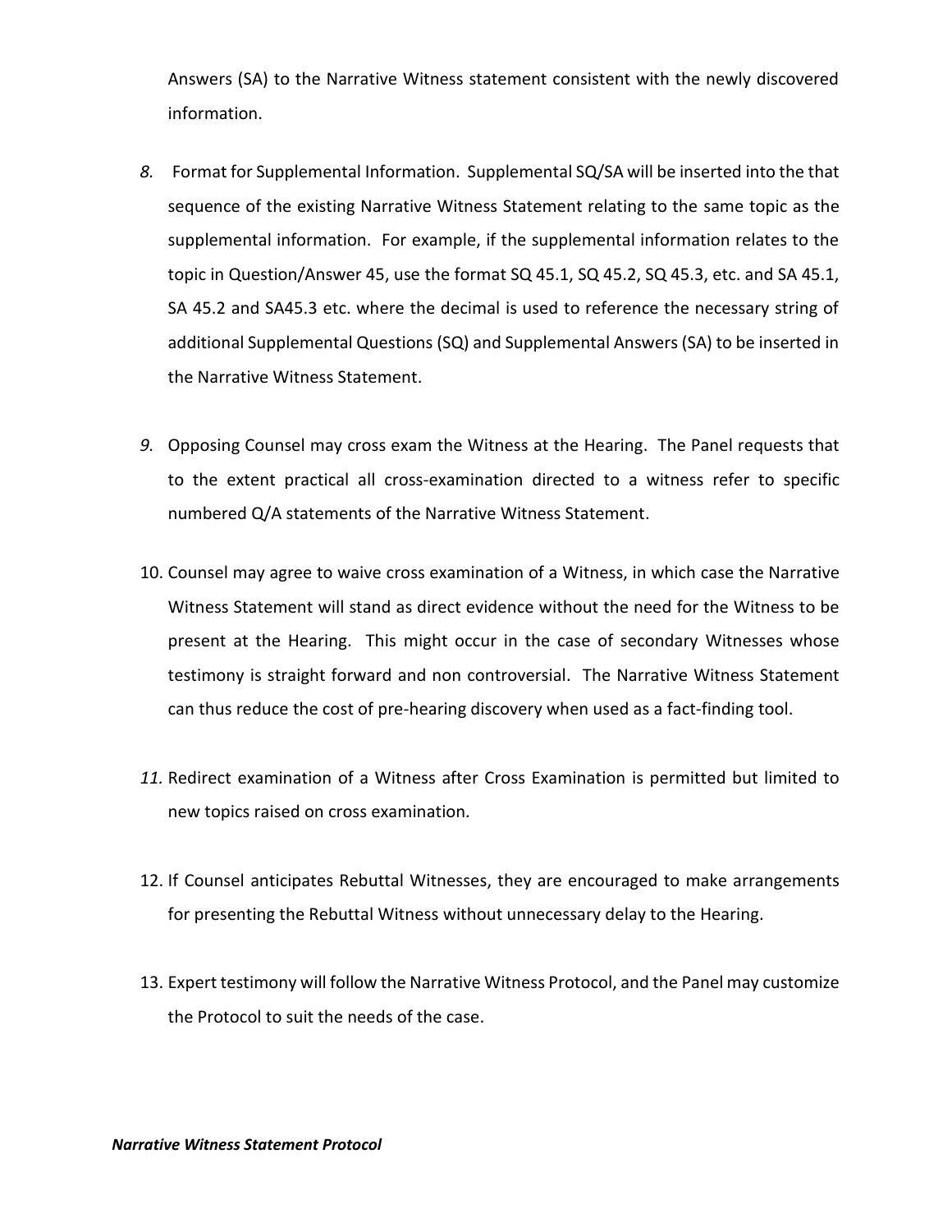Answers (SA) to the Narrative Witness statement consistent with the newly discovered information.

8. Format for Supplemental Information. Supplemental SQ/SA will be inserted into the that sequence of the existing Narrative Witness Statement relating to the same topic as the supplemental information. For example, if the supplemental information relates to the topic in Question/Answer 45, use the format SQ 45.1, SQ 45.2, SQ 45.3, etc. and SA 45.1, SA 45.2 and SA45.3 etc. where the decimal is used to reference the necessary string of additional Supplemental Questions (SQ) and Supplemental Answers (SA) to be inserted in the Narrative Witness Statement.

9. Opposing Counsel may cross exam the Witness at the Hearing. The Panel requests that to the extent practical all cross-examination directed to a witness refer to specific numbered Q/A statements of the Narrative Witness Statement.

10. Counsel may agree to waive cross examination of a Witness, in which case the Narrative Witness Statement will stand as direct evidence without the need for the Witness to be present at the Hearing. This might occur in the case of secondary Witnesses whose testimony is straight forward and non controversial. The Narrative Witness Statement can thus reduce the cost of pre-hearing discovery when used as a fact-finding tool.

11. Redirect examination of a Witness after Cross Examination is permitted but limited to new topics raised on cross examination.

12. If Counsel anticipates Rebuttal Witnesses, they are encouraged to make arrangements for presenting the Rebuttal Witness without unnecessary delay to the Hearing.

13. Expert testimony will follow the Narrative Witness Protocol, and the Panel may customize the Protocol to suit the needs of the case.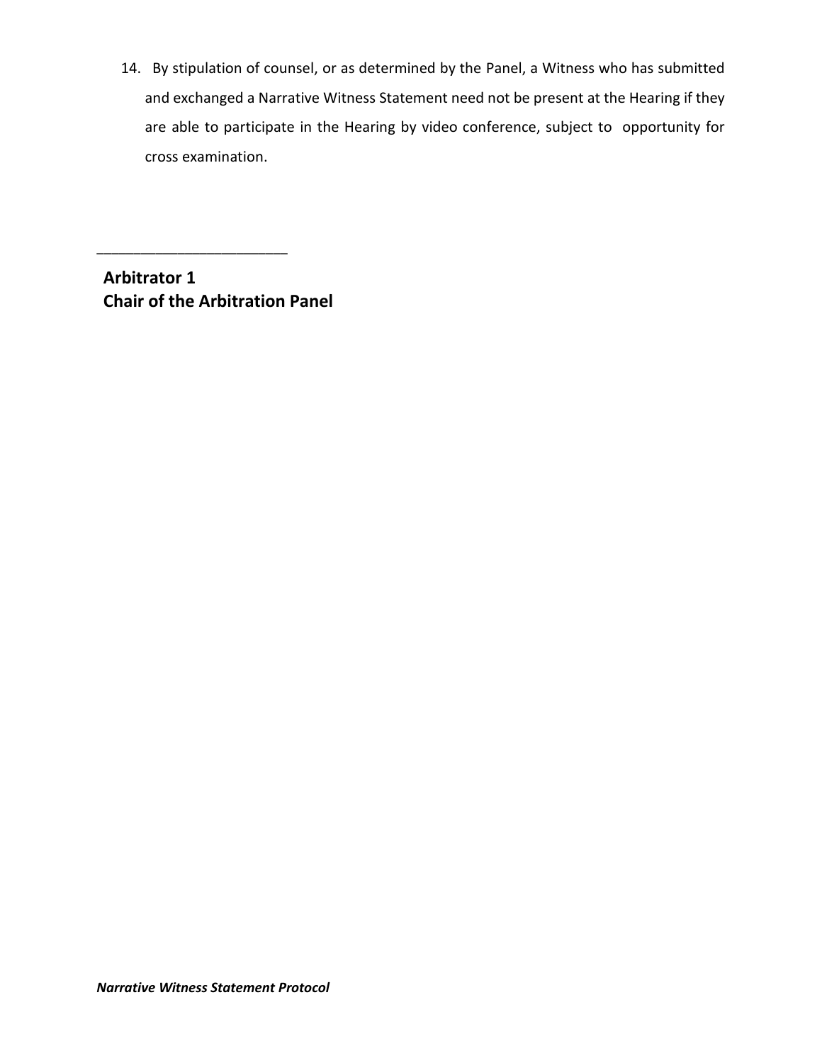14. By stipulation of counsel, or as determined by the Panel, a Witness who has submitted and exchanged a Narrative Witness Statement need not be present at the Hearing if they are able to participate in the Hearing by video conference, subject to opportunity for cross examination.

\_\_\_\_\_\_\_\_\_\_\_\_\_\_\_\_\_\_\_\_\_\_\_\_\_

**Arbitrator 1**
**Chair of the Arbitration Panel**